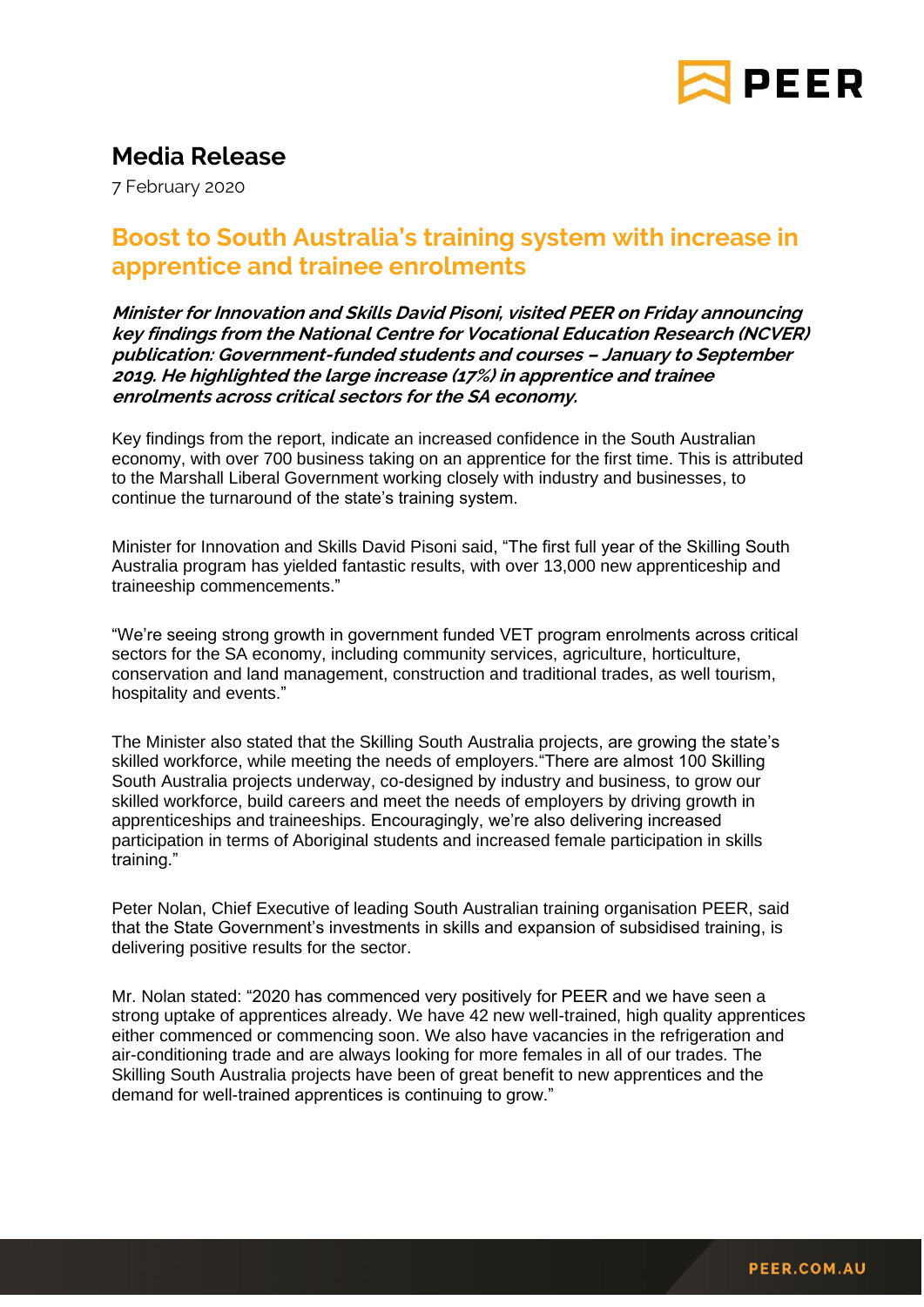# Media Release

7 February 2020

## Boost to South Australia's training system with increase in apprentice and trainee enrolments

***Minister for Innovation and Skills David Pisoni, visited PEER on Friday announcing key findings from the National Centre for Vocational Education Research (NCVER) publication: Government-funded students and courses – January to September 2019. He highlighted the large increase (17%) in apprentice and trainee enrolments across critical sectors for the SA economy.***

Key findings from the report, indicate an increased confidence in the South Australian economy, with over 700 business taking on an apprentice for the first time. This is attributed to the Marshall Liberal Government working closely with industry and businesses, to continue the turnaround of the state's training system.

Minister for Innovation and Skills David Pisoni said, "The first full year of the Skilling South Australia program has yielded fantastic results, with over 13,000 new apprenticeship and traineeship commencements."

"We're seeing strong growth in government funded VET program enrolments across critical sectors for the SA economy, including community services, agriculture, horticulture, conservation and land management, construction and traditional trades, as well tourism, hospitality and events."

The Minister also stated that the Skilling South Australia projects, are growing the state's skilled workforce, while meeting the needs of employers."There are almost 100 Skilling South Australia projects underway, co-designed by industry and business, to grow our skilled workforce, build careers and meet the needs of employers by driving growth in apprenticeships and traineeships. Encouragingly, we're also delivering increased participation in terms of Aboriginal students and increased female participation in skills training."

Peter Nolan, Chief Executive of leading South Australian training organisation PEER, said that the State Government's investments in skills and expansion of subsidised training, is delivering positive results for the sector.

Mr. Nolan stated: "2020 has commenced very positively for PEER and we have seen a strong uptake of apprentices already. We have 42 new well-trained, high quality apprentices either commenced or commencing soon. We also have vacancies in the refrigeration and air-conditioning trade and are always looking for more females in all of our trades. The Skilling South Australia projects have been of great benefit to new apprentices and the demand for well-trained apprentices is continuing to grow."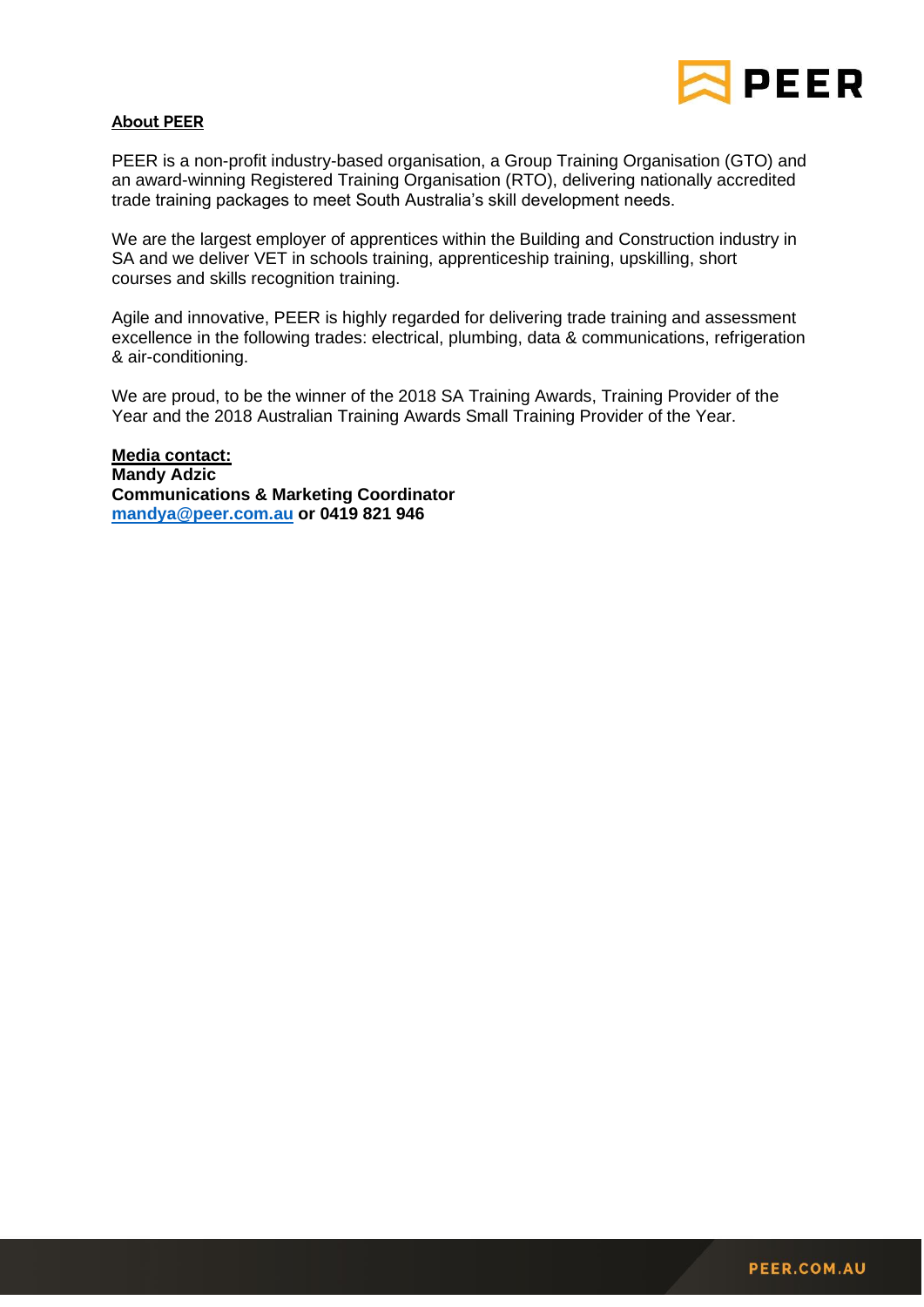**About PEER**

PEER is a non-profit industry-based organisation, a Group Training Organisation (GTO) and an award-winning Registered Training Organisation (RTO), delivering nationally accredited trade training packages to meet South Australia's skill development needs.

We are the largest employer of apprentices within the Building and Construction industry in SA and we deliver VET in schools training, apprenticeship training, upskilling, short courses and skills recognition training.

Agile and innovative, PEER is highly regarded for delivering trade training and assessment excellence in the following trades: electrical, plumbing, data & communications, refrigeration & air-conditioning.

We are proud, to be the winner of the 2018 SA Training Awards, Training Provider of the Year and the 2018 Australian Training Awards Small Training Provider of the Year.

**Media contact:**
**Mandy Adzic**
**Communications & Marketing Coordinator**
**mandya@peer.com.au or 0419 821 946**